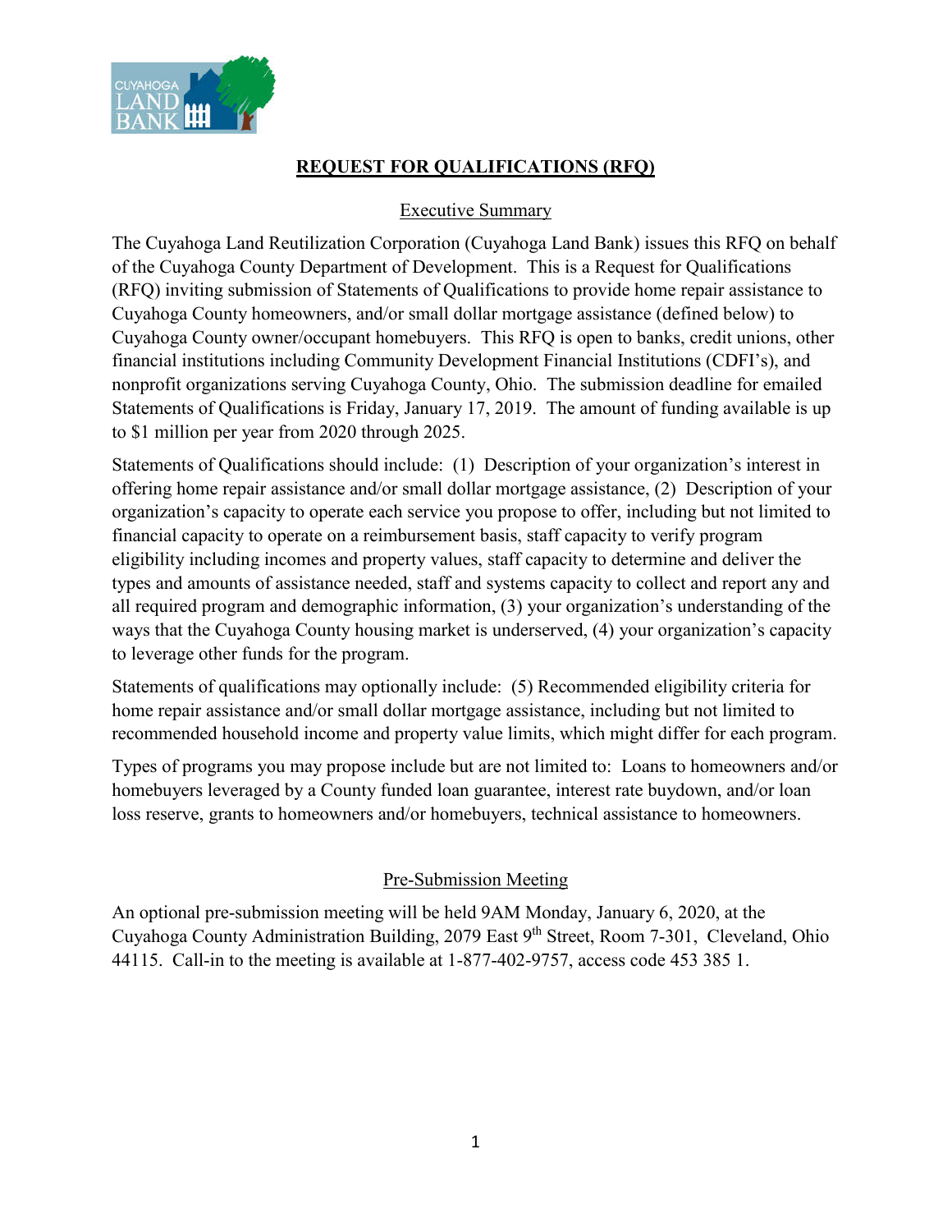# REQUEST FOR QUALIFICATIONS (RFQ)

## Executive Summary

The Cuyahoga Land Reutilization Corporation (Cuyahoga Land Bank) issues this RFQ on behalf of the Cuyahoga County Department of Development. This is a Request for Qualifications (RFQ) inviting submission of Statements of Qualifications to provide home repair assistance to Cuyahoga County homeowners, and/or small dollar mortgage assistance (defined below) to Cuyahoga County owner/occupant homebuyers. This RFQ is open to banks, credit unions, other financial institutions including Community Development Financial Institutions (CDFI's), and nonprofit organizations serving Cuyahoga County, Ohio. The submission deadline for emailed Statements of Qualifications is Friday, January 17, 2019. The amount of funding available is up to $1 million per year from 2020 through 2025.

Statements of Qualifications should include: (1) Description of your organization's interest in offering home repair assistance and/or small dollar mortgage assistance, (2) Description of your organization's capacity to operate each service you propose to offer, including but not limited to financial capacity to operate on a reimbursement basis, staff capacity to verify program eligibility including incomes and property values, staff capacity to determine and deliver the types and amounts of assistance needed, staff and systems capacity to collect and report any and all required program and demographic information, (3) your organization's understanding of the ways that the Cuyahoga County housing market is underserved, (4) your organization's capacity to leverage other funds for the program.

Statements of qualifications may optionally include: (5) Recommended eligibility criteria for home repair assistance and/or small dollar mortgage assistance, including but not limited to recommended household income and property value limits, which might differ for each program.

Types of programs you may propose include but are not limited to: Loans to homeowners and/or homebuyers leveraged by a County funded loan guarantee, interest rate buydown, and/or loan loss reserve, grants to homeowners and/or homebuyers, technical assistance to homeowners.

## Pre-Submission Meeting

An optional pre-submission meeting will be held 9AM Monday, January 6, 2020, at the Cuyahoga County Administration Building, 2079 East 9th Street, Room 7-301, Cleveland, Ohio 44115. Call-in to the meeting is available at 1-877-402-9757, access code 453 385 1.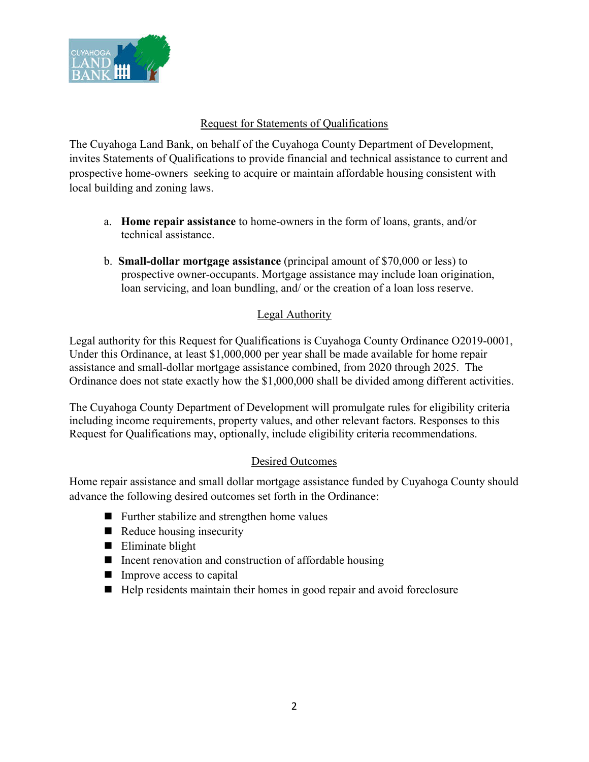## Request for Statements of Qualifications

The Cuyahoga Land Bank, on behalf of the Cuyahoga County Department of Development, invites Statements of Qualifications to provide financial and technical assistance to current and prospective home-owners seeking to acquire or maintain affordable housing consistent with local building and zoning laws.

a. **Home repair assistance** to home-owners in the form of loans, grants, and/or technical assistance.

b. **Small-dollar mortgage assistance** (principal amount of $70,000 or less) to prospective owner-occupants. Mortgage assistance may include loan origination, loan servicing, and loan bundling, and/ or the creation of a loan loss reserve.

## Legal Authority

Legal authority for this Request for Qualifications is Cuyahoga County Ordinance O2019-0001, Under this Ordinance, at least $1,000,000 per year shall be made available for home repair assistance and small-dollar mortgage assistance combined, from 2020 through 2025. The Ordinance does not state exactly how the $1,000,000 shall be divided among different activities.

The Cuyahoga County Department of Development will promulgate rules for eligibility criteria including income requirements, property values, and other relevant factors. Responses to this Request for Qualifications may, optionally, include eligibility criteria recommendations.

## Desired Outcomes

Home repair assistance and small dollar mortgage assistance funded by Cuyahoga County should advance the following desired outcomes set forth in the Ordinance:

- Further stabilize and strengthen home values
- Reduce housing insecurity
- Eliminate blight
- Incent renovation and construction of affordable housing
- Improve access to capital
- Help residents maintain their homes in good repair and avoid foreclosure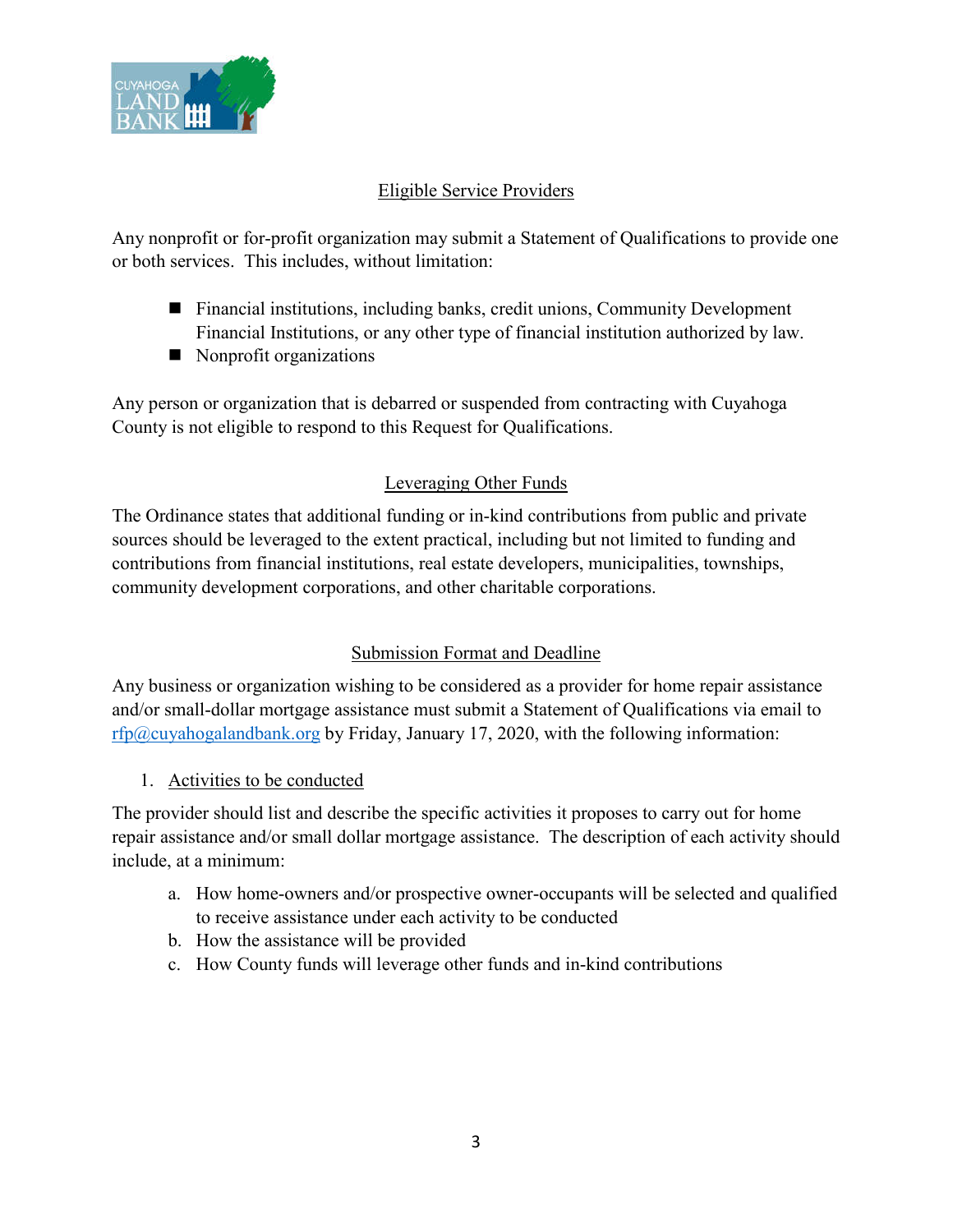## Eligible Service Providers

Any nonprofit or for-profit organization may submit a Statement of Qualifications to provide one or both services. This includes, without limitation:

- Financial institutions, including banks, credit unions, Community Development Financial Institutions, or any other type of financial institution authorized by law.
- Nonprofit organizations

Any person or organization that is debarred or suspended from contracting with Cuyahoga County is not eligible to respond to this Request for Qualifications.

## Leveraging Other Funds

The Ordinance states that additional funding or in-kind contributions from public and private sources should be leveraged to the extent practical, including but not limited to funding and contributions from financial institutions, real estate developers, municipalities, townships, community development corporations, and other charitable corporations.

## Submission Format and Deadline

Any business or organization wishing to be considered as a provider for home repair assistance and/or small-dollar mortgage assistance must submit a Statement of Qualifications via email to rfp@cuyahogalandbank.org by Friday, January 17, 2020, with the following information:

1. Activities to be conducted

The provider should list and describe the specific activities it proposes to carry out for home repair assistance and/or small dollar mortgage assistance. The description of each activity should include, at a minimum:

a. How home-owners and/or prospective owner-occupants will be selected and qualified to receive assistance under each activity to be conducted
b. How the assistance will be provided
c. How County funds will leverage other funds and in-kind contributions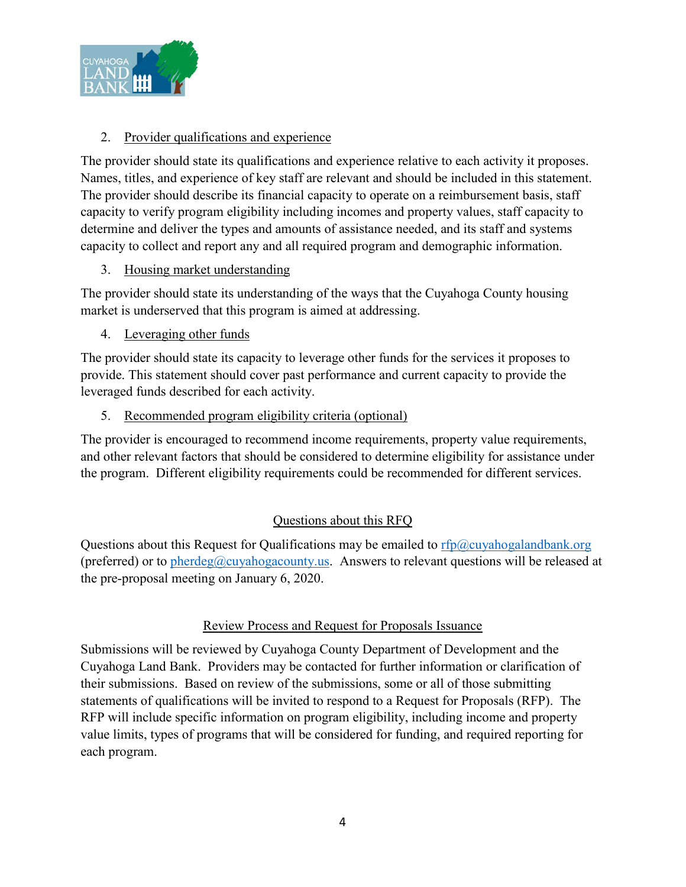2. Provider qualifications and experience

The provider should state its qualifications and experience relative to each activity it proposes. Names, titles, and experience of key staff are relevant and should be included in this statement. The provider should describe its financial capacity to operate on a reimbursement basis, staff capacity to verify program eligibility including incomes and property values, staff capacity to determine and deliver the types and amounts of assistance needed, and its staff and systems capacity to collect and report any and all required program and demographic information.

3. Housing market understanding

The provider should state its understanding of the ways that the Cuyahoga County housing market is underserved that this program is aimed at addressing.

4. Leveraging other funds

The provider should state its capacity to leverage other funds for the services it proposes to provide. This statement should cover past performance and current capacity to provide the leveraged funds described for each activity.

5. Recommended program eligibility criteria (optional)

The provider is encouraged to recommend income requirements, property value requirements, and other relevant factors that should be considered to determine eligibility for assistance under the program. Different eligibility requirements could be recommended for different services.

## Questions about this RFQ

Questions about this Request for Qualifications may be emailed to rfp@cuyahogalandbank.org (preferred) or to pherdeg@cuyahogacounty.us. Answers to relevant questions will be released at the pre-proposal meeting on January 6, 2020.

## Review Process and Request for Proposals Issuance

Submissions will be reviewed by Cuyahoga County Department of Development and the Cuyahoga Land Bank. Providers may be contacted for further information or clarification of their submissions. Based on review of the submissions, some or all of those submitting statements of qualifications will be invited to respond to a Request for Proposals (RFP). The RFP will include specific information on program eligibility, including income and property value limits, types of programs that will be considered for funding, and required reporting for each program.